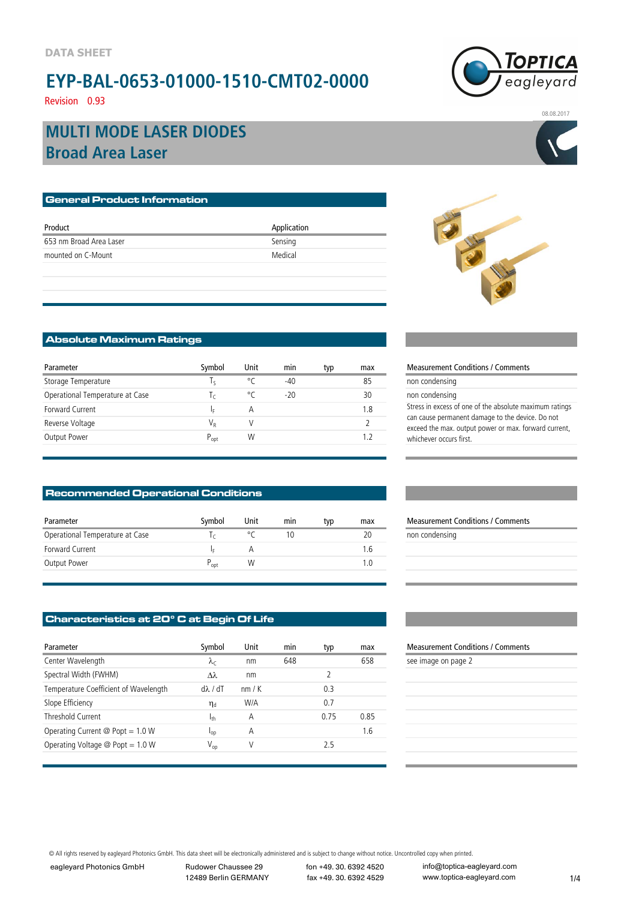DATA SHEET

# EYP-BAL-0653-01000-1510-CMT02-0000

Revision 0.93

08.08.2017

## MULTI MODE LASER DIODES
## Broad Area Laser

### General Product Information

| Product | Application |
|---|---|
| 653 nm Broad Area Laser | Sensing |
| mounted on C-Mount | Medical |

### Absolute Maximum Ratings

| Parameter | Symbol | Unit | min | typ | max | Measurement Conditions / Comments |
|---|---|---|---|---|---|---|
| Storage Temperature | $T_S$ | °C | -40 | | 85 | non condensing |
| Operational Temperature at Case | $T_C$ | °C | -20 | | 30 | non condensing |
| Forward Current | $I_F$ | A | | | 1.8 | Stress in excess of one of the absolute maximum ratings can cause permanent damage to the device. Do not exceed the max. output power or max. forward current, whichever occurs first. |
| Reverse Voltage | $V_R$ | V | | | 2 | |
| Output Power | $P_{opt}$ | W | | | 1.2 | |

### Recommended Operational Conditions

| Parameter | Symbol | Unit | min | typ | max | Measurement Conditions / Comments |
|---|---|---|---|---|---|---|
| Operational Temperature at Case | $T_C$ | °C | 10 | | 20 | non condensing |
| Forward Current | $I_F$ | A | | | 1.6 | |
| Output Power | $P_{opt}$ | W | | | 1.0 | |

### Characteristics at 20° C at Begin Of Life

| Parameter | Symbol | Unit | min | typ | max | Measurement Conditions / Comments |
|---|---|---|---|---|---|---|
| Center Wavelength | $\lambda_C$ | nm | 648 | | 658 | see image on page 2 |
| Spectral Width (FWHM) | $\Delta\lambda$ | nm | | 2 | | |
| Temperature Coefficient of Wavelength | $d\lambda$ / dT | nm / K | | 0.3 | | |
| Slope Efficiency | $\eta_d$ | W/A | | 0.7 | | |
| Threshold Current | $I_{th}$ | A | | 0.75 | 0.85 | |
| Operating Current @ Popt = 1.0 W | $I_{op}$ | A | | | 1.6 | |
| Operating Voltage @ Popt = 1.0 W | $V_{op}$ | V | | 2.5 | | |

© All rights reserved by eagleyard Photonics GmbH. This data sheet will be electronically administered and is subject to change without notice. Uncontrolled copy when printed.

eagleyard Photonics GmbH | Rudower Chaussee 29, 12489 Berlin GERMANY | fon +49. 30. 6392 4520, fax +49. 30. 6392 4529 | info@toptica-eagleyard.com, www.toptica-eagleyard.com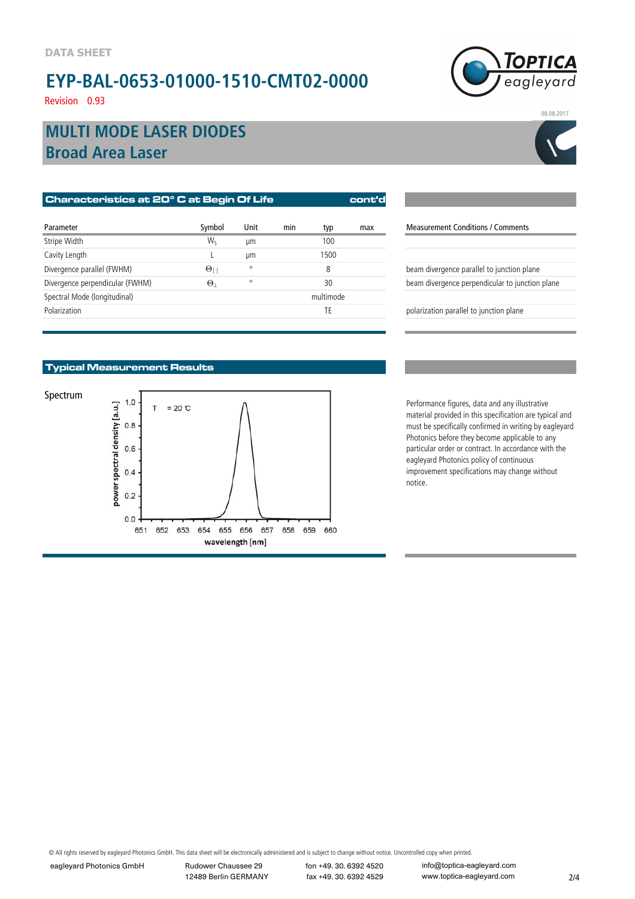DATA SHEET

# EYP-BAL-0653-01000-1510-CMT02-0000

Revision 0.93

08.08.2017

## MULTI MODE LASER DIODES
## Broad Area Laser

### Characteristics at 20° C at Begin Of Life — cont'd

| Parameter | Symbol | Unit | min | typ | max | Measurement Conditions / Comments |
|---|---|---|---|---|---|---|
| Stripe Width | $W_S$ | µm | | 100 | | |
| Cavity Length | L | µm | | 1500 | | |
| Divergence parallel (FWHM) | $\Theta_{\|\|}$ | ° | | 8 | | beam divergence parallel to junction plane |
| Divergence perpendicular (FWHM) | $\Theta_{\perp}$ | ° | | 30 | | beam divergence perpendicular to junction plane |
| Spectral Mode (longitudinal) | | | | multimode | | |
| Polarization | | | | TE | | polarization parallel to junction plane |

### Typical Measurement Results

Spectrum

Performance figures, data and any illustrative material provided in this specification are typical and must be specifically confirmed in writing by eagleyard Photonics before they become applicable to any particular order or contract. In accordance with the eagleyard Photonics policy of continuous improvement specifications may change without notice.

© All rights reserved by eagleyard Photonics GmbH. This data sheet will be electronically administered and is subject to change without notice. Uncontrolled copy when printed.

eagleyard Photonics GmbH | Rudower Chaussee 29, 12489 Berlin GERMANY | fon +49. 30. 6392 4520, fax +49. 30. 6392 4529 | info@toptica-eagleyard.com, www.toptica-eagleyard.com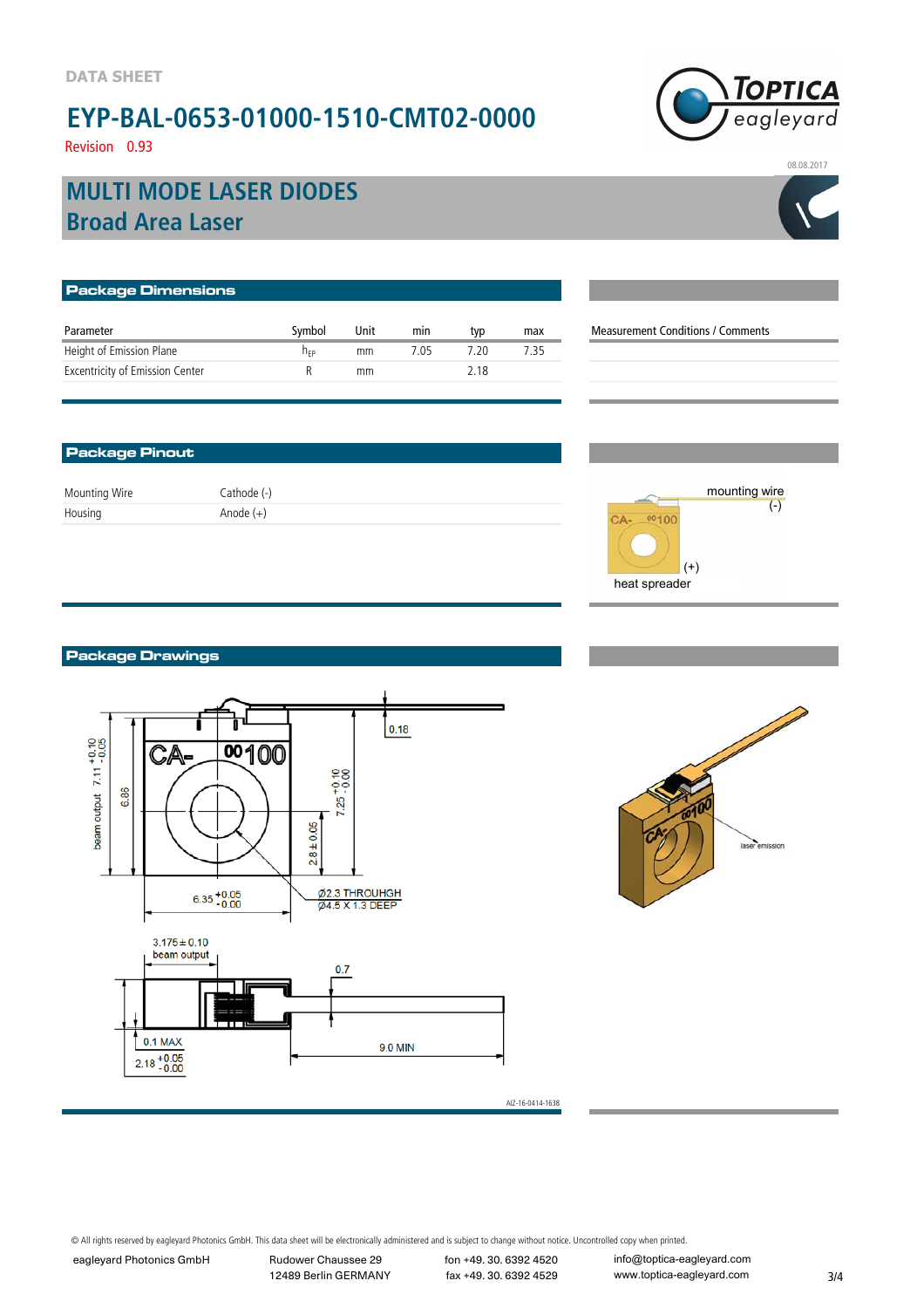DATA SHEET

# EYP-BAL-0653-01000-1510-CMT02-0000

Revision 0.93

08.08.2017

## MULTI MODE LASER DIODES
## Broad Area Laser

### Package Dimensions

| Parameter | Symbol | Unit | min | typ | max | Measurement Conditions / Comments |
|---|---|---|---|---|---|---|
| Height of Emission Plane | $h_{EP}$ | mm | 7.05 | 7.20 | 7.35 | |
| Excentricity of Emission Center | R | mm | | 2.18 | | |

### Package Pinout

| | |
|---|---|
| Mounting Wire | Cathode (-) |
| Housing | Anode (+) |

mounting wire (-)

(+)

heat spreader

### Package Drawings

AIZ-16-0414-1638

© All rights reserved by eagleyard Photonics GmbH. This data sheet will be electronically administered and is subject to change without notice. Uncontrolled copy when printed.

eagleyard Photonics GmbH | Rudower Chaussee 29, 12489 Berlin GERMANY | fon +49. 30. 6392 4520, fax +49. 30. 6392 4529 | info@toptica-eagleyard.com, www.toptica-eagleyard.com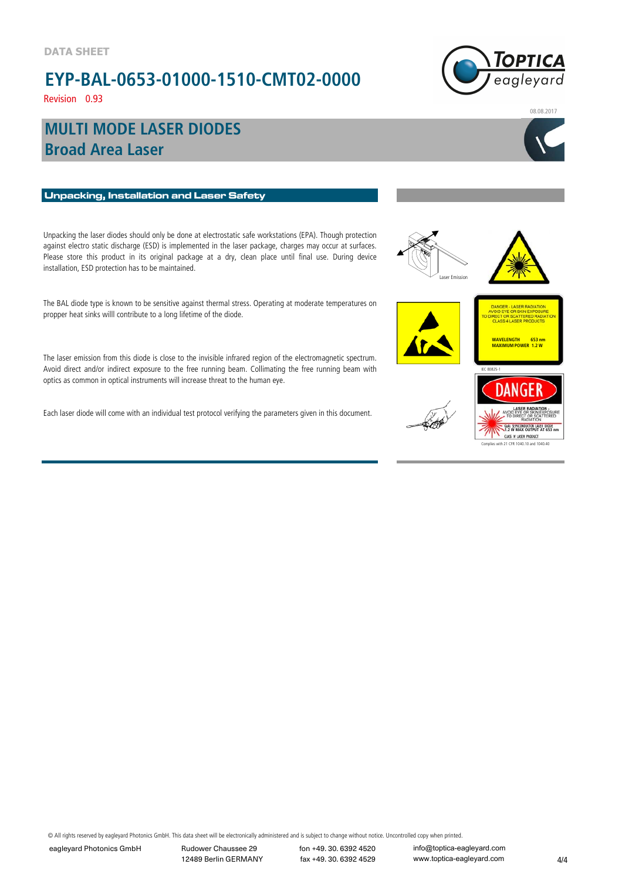DATA SHEET

# EYP-BAL-0653-01000-1510-CMT02-0000

Revision 0.93

08.08.2017

## MULTI MODE LASER DIODES
## Broad Area Laser

### Unpacking, Installation and Laser Safety

Unpacking the laser diodes should only be done at electrostatic safe workstations (EPA). Though protection against electro static discharge (ESD) is implemented in the laser package, charges may occur at surfaces. Please store this product in its original package at a dry, clean place until final use. During device installation, ESD protection has to be maintained.

The BAL diode type is known to be sensitive against thermal stress. Operating at moderate temperatures on propper heat sinks willl contribute to a long lifetime of the diode.

The laser emission from this diode is close to the invisible infrared region of the electromagnetic spectrum. Avoid direct and/or indirect exposure to the free running beam. Collimating the free running beam with optics as common in optical instruments will increase threat to the human eye.

Each laser diode will come with an individual test protocol verifying the parameters given in this document.

Laser Emission

DANGER - LASER RADIATION
AVOID EYE OR SKIN EXPOSURE
TO DIRECT OR SCATTERED RADIATION
CLASS 4 LASER PRODUCTS

WAVELENGTH 653 nm
MAXIMUM POWER 1.2 W

IEC 80825-1

DANGER

LASER RADIATION -
AVOID EYE OR SKIN EXPOSURE
TO DIRECT OR SCATTERED
RADIATION

GaAs SEMICONDUCTOR LASER DIODE
1.2 W MAX OUTPUT AT 653 nm
CLASS IV LASER PRODUCT

Complies with 21 CFR 1040.10 and 1040.40

© All rights reserved by eagleyard Photonics GmbH. This data sheet will be electronically administered and is subject to change without notice. Uncontrolled copy when printed.

eagleyard Photonics GmbH | Rudower Chaussee 29, 12489 Berlin GERMANY | fon +49. 30. 6392 4520, fax +49. 30. 6392 4529 | info@toptica-eagleyard.com, www.toptica-eagleyard.com